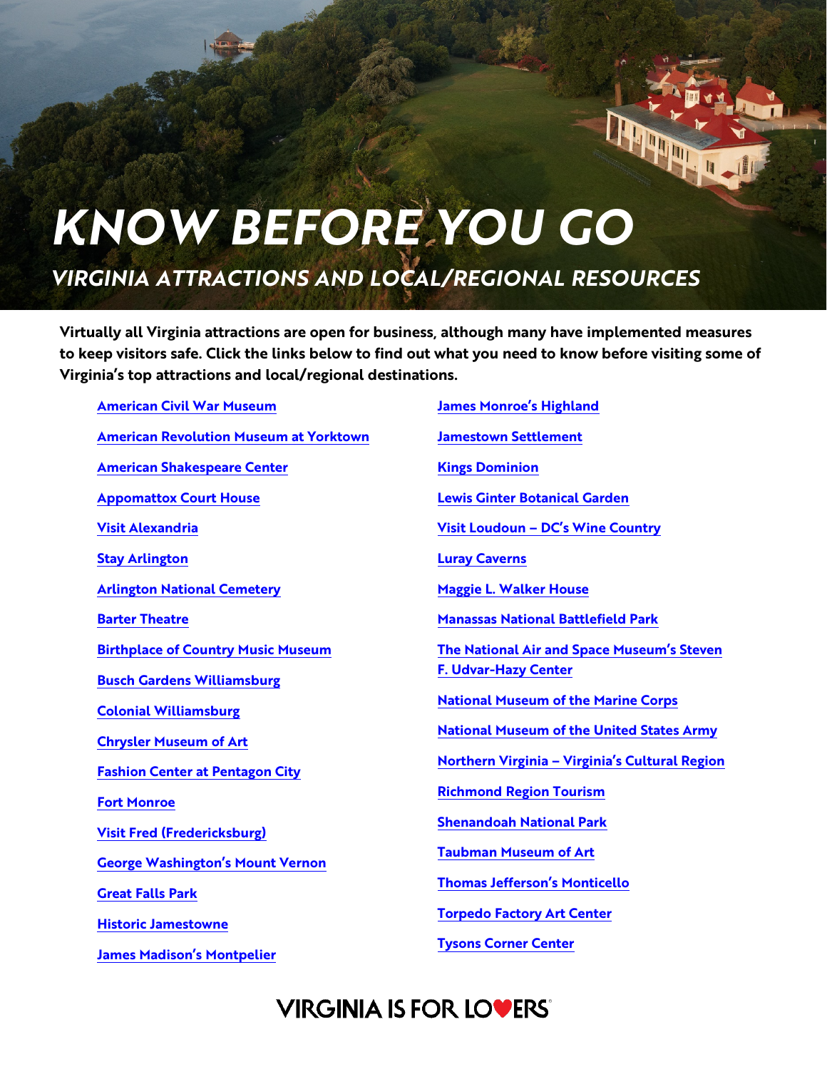# KNOW BEFORE YOU GO

## *VIRGINIA ATTRACTIONS AND LOCAL/REGIONAL RESOURCES*

**Virtually all Virginia attractions are open for business, although many have implemented measures to keep visitors safe. Click the links below to find out what you need to know before visiting some of Virginia's top attractions and local/regional destinations.**

- American Civil War Museum
- American Revolution Museum at Yorktown
- American Shakespeare Center
- Appomattox Court House
- Visit Alexandria
- Stay Arlington
- Arlington National Cemetery
- Barter Theatre
- Birthplace of Country Music Museum
- Busch Gardens Williamsburg
- Colonial Williamsburg
- Chrysler Museum of Art
- Fashion Center at Pentagon City
- Fort Monroe
- Visit Fred (Fredericksburg)
- George Washington's Mount Vernon
- Great Falls Park
- Historic Jamestowne
- James Madison's Montpelier
- James Monroe's Highland
- Jamestown Settlement
- Kings Dominion
- Lewis Ginter Botanical Garden
- Visit Loudoun – DC's Wine Country
- Luray Caverns
- Maggie L. Walker House
- Manassas National Battlefield Park
- The National Air and Space Museum's Steven F. Udvar-Hazy Center
- National Museum of the Marine Corps
- National Museum of the United States Army
- Northern Virginia – Virginia's Cultural Region
- Richmond Region Tourism
- Shenandoah National Park
- Taubman Museum of Art
- Thomas Jefferson's Monticello
- Torpedo Factory Art Center
- Tysons Corner Center

VIRGINIA IS FOR LOVERS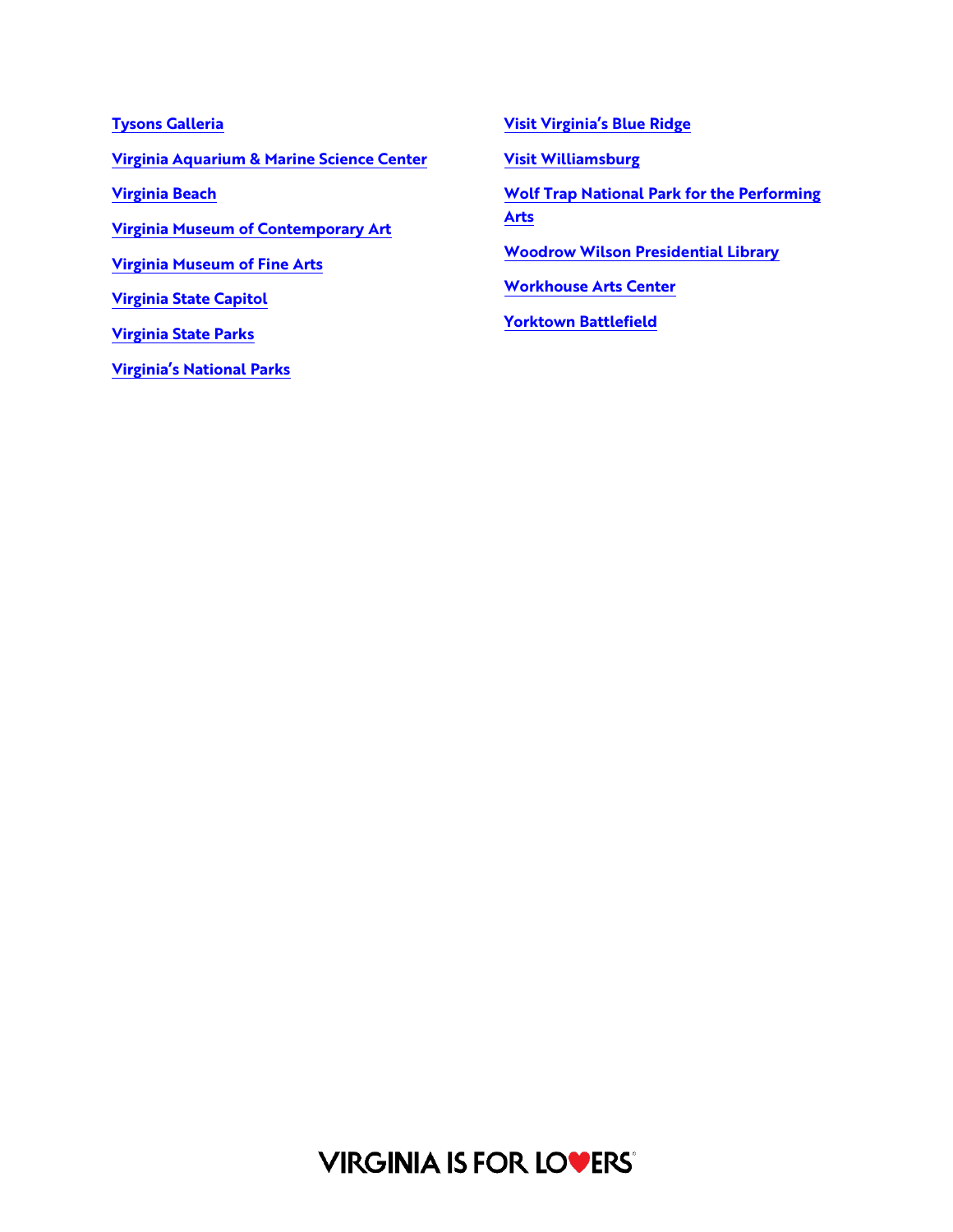[Tysons Galleria]

[Virginia Aquarium & Marine Science Center]

[Virginia Beach]

[Virginia Museum of Contemporary Art]

[Virginia Museum of Fine Arts]

[Virginia State Capitol]

[Virginia State Parks]

[Virginia's National Parks]

[Visit Virginia's Blue Ridge]

[Visit Williamsburg]

[Wolf Trap National Park for the Performing Arts]

[Woodrow Wilson Presidential Library]

[Workhouse Arts Center]

[Yorktown Battlefield]

VIRGINIA IS FOR LOVERS